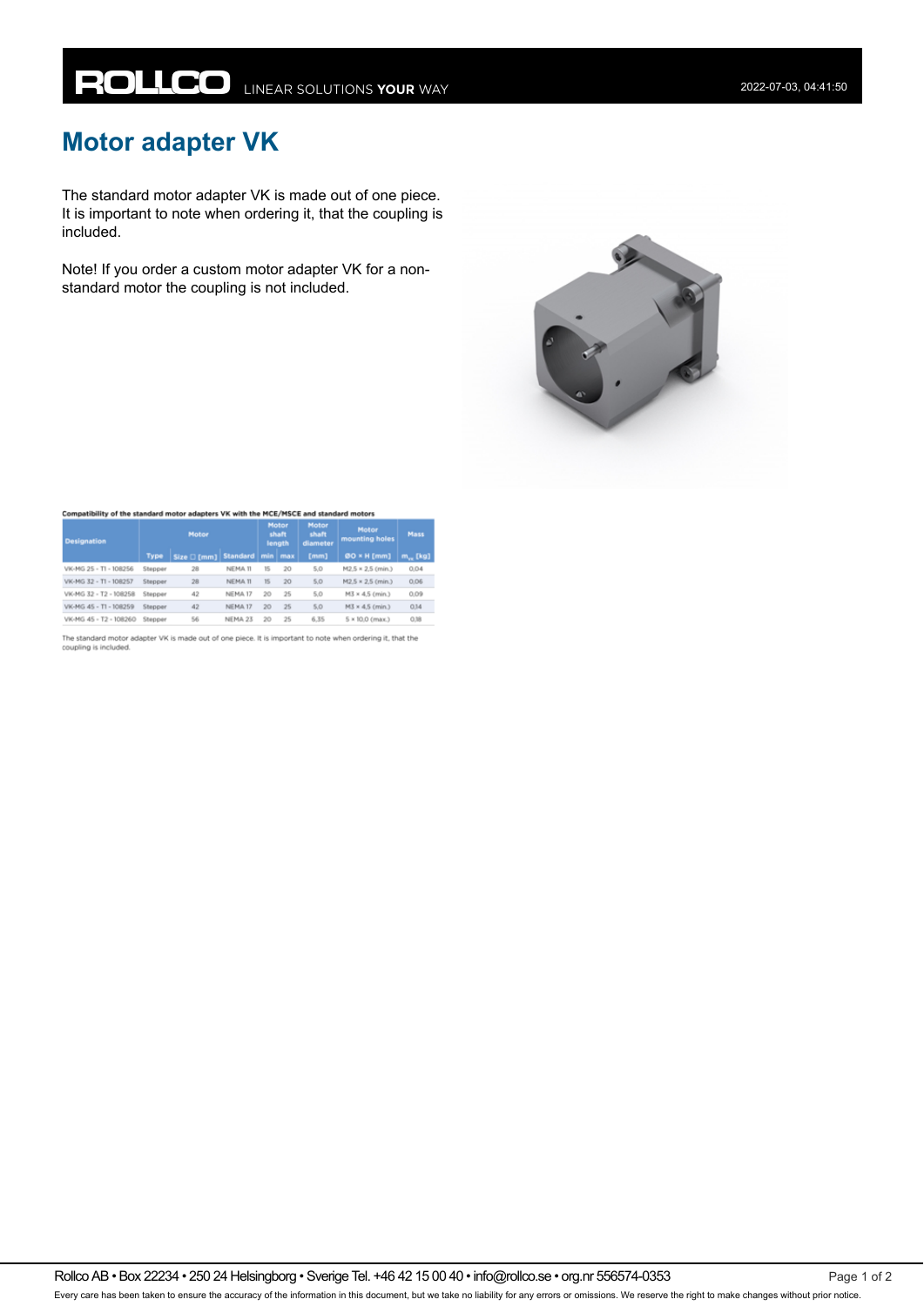# Motor adapter VK

The standard motor adapter VK is made out of one piece. It is important to note when ordering it, that the coupling is included.

Note! If you order a custom motor adapter VK for a non-standard motor the coupling is not included.

**Compatibility of the standard motor adapters VK with the MCE/MSCE and standard motors**

| Designation | Motor | | | Motor shaft length | | Motor shaft diameter | Motor mounting holes | Mass |
|---|---|---|---|---|---|---|---|---|
| | Type | Size □ [mm] | Standard | min | max | [mm] | ØO × H [mm] | $m_{ia}$ [kg] |
| VK-MG 25 - T1 - 108256 | Stepper | 28 | NEMA 11 | 15 | 20 | 5,0 | M2,5 × 2,5 (min.) | 0,04 |
| VK-MG 32 - T1 - 108257 | Stepper | 28 | NEMA 11 | 15 | 20 | 5,0 | M2,5 × 2,5 (min.) | 0,06 |
| VK-MG 32 - T2 - 108258 | Stepper | 42 | NEMA 17 | 20 | 25 | 5,0 | M3 × 4,5 (min.) | 0,09 |
| VK-MG 45 - T1 - 108259 | Stepper | 42 | NEMA 17 | 20 | 25 | 5,0 | M3 × 4,5 (min.) | 0,14 |
| VK-MG 45 - T2 - 108260 | Stepper | 56 | NEMA 23 | 20 | 25 | 6,35 | 5 × 10,0 (max.) | 0,18 |

The standard motor adapter VK is made out of one piece. It is important to note when ordering it, that the coupling is included.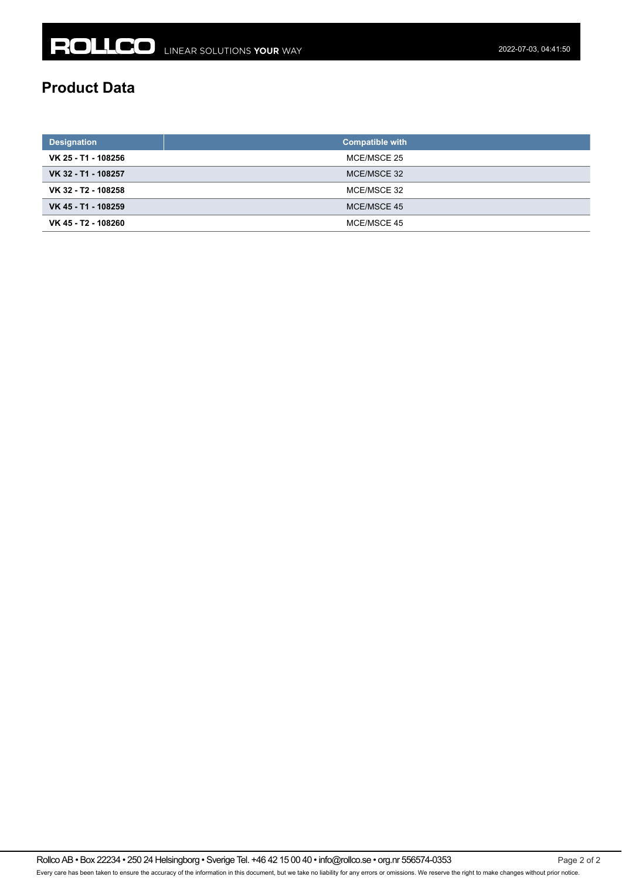## Product Data

| Designation | Compatible with |
|---|---|
| **VK 25 - T1 - 108256** | MCE/MSCE 25 |
| **VK 32 - T1 - 108257** | MCE/MSCE 32 |
| **VK 32 - T2 - 108258** | MCE/MSCE 32 |
| **VK 45 - T1 - 108259** | MCE/MSCE 45 |
| **VK 45 - T2 - 108260** | MCE/MSCE 45 |